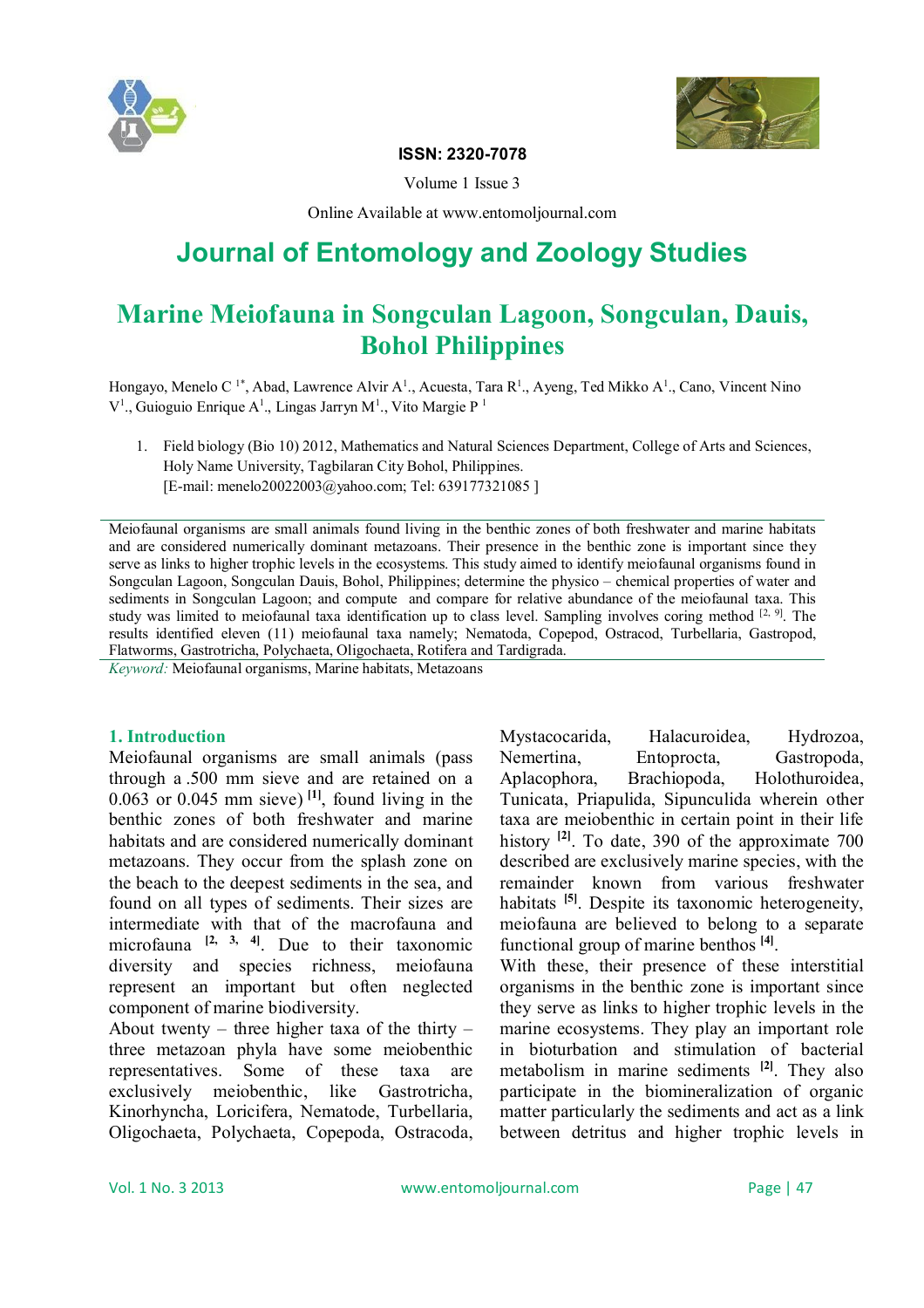ISSN: 2320-7078

Volume 1 Issue 3

Online Available at www.entomoljournal.com

# Journal of Entomology and Zoology Studies

# Marine Meiofauna in Songculan Lagoon, Songculan, Dauis, Bohol Philippines

Hongayo, Menelo C [1*], Abad, Lawrence Alvir A[1]., Acuesta, Tara R[1]., Ayeng, Ted Mikko A[1]., Cano, Vincent Nino V[1]., Guioguio Enrique A[1]., Lingas Jarryn M[1]., Vito Margie P [1]

1. Field biology (Bio 10) 2012, Mathematics and Natural Sciences Department, College of Arts and Sciences, Holy Name University, Tagbilaran City Bohol, Philippines.
[E-mail: menelo20022003@yahoo.com; Tel: 639177321085 ]

Meiofaunal organisms are small animals found living in the benthic zones of both freshwater and marine habitats and are considered numerically dominant metazoans. Their presence in the benthic zone is important since they serve as links to higher trophic levels in the ecosystems. This study aimed to identify meiofaunal organisms found in Songculan Lagoon, Songculan Dauis, Bohol, Philippines; determine the physico – chemical properties of water and sediments in Songculan Lagoon; and compute and compare for relative abundance of the meiofaunal taxa. This study was limited to meiofaunal taxa identification up to class level. Sampling involves coring method [2, 9]. The results identified eleven (11) meiofaunal taxa namely; Nematoda, Copepod, Ostracod, Turbellaria, Gastropod, Flatworms, Gastrotricha, Polychaeta, Oligochaeta, Rotifera and Tardigrada.

*Keyword:* Meiofaunal organisms, Marine habitats, Metazoans

## 1. Introduction

Meiofaunal organisms are small animals (pass through a .500 mm sieve and are retained on a 0.063 or 0.045 mm sieve) [1], found living in the benthic zones of both freshwater and marine habitats and are considered numerically dominant metazoans. They occur from the splash zone on the beach to the deepest sediments in the sea, and found on all types of sediments. Their sizes are intermediate with that of the macrofauna and microfauna [2, 3, 4]. Due to their taxonomic diversity and species richness, meiofauna represent an important but often neglected component of marine biodiversity.

About twenty – three higher taxa of the thirty – three metazoan phyla have some meiobenthic representatives. Some of these taxa are exclusively meiobenthic, like Gastrotricha, Kinorhyncha, Loricifera, Nematode, Turbellaria, Oligochaeta, Polychaeta, Copepoda, Ostracoda, Mystacocarida, Halacuroidea, Hydrozoa, Nemertina, Entoprocta, Gastropoda, Aplacophora, Brachiopoda, Holothuroidea, Tunicata, Priapulida, Sipunculida wherein other taxa are meiobenthic in certain point in their life history [2]. To date, 390 of the approximate 700 described are exclusively marine species, with the remainder known from various freshwater habitats [5]. Despite its taxonomic heterogeneity, meiofauna are believed to belong to a separate functional group of marine benthos [4].

With these, their presence of these interstitial organisms in the benthic zone is important since they serve as links to higher trophic levels in the marine ecosystems. They play an important role in bioturbation and stimulation of bacterial metabolism in marine sediments [2]. They also participate in the biomineralization of organic matter particularly the sediments and act as a link between detritus and higher trophic levels in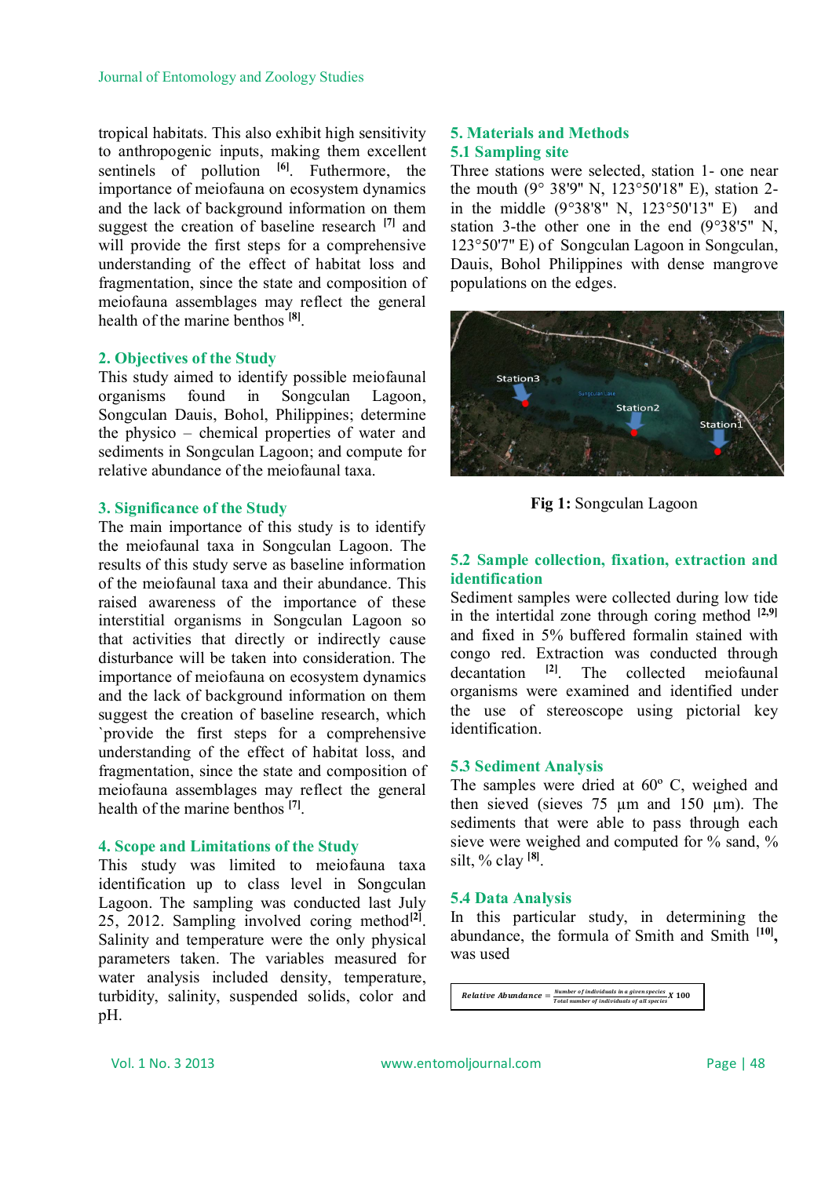tropical habitats. This also exhibit high sensitivity to anthropogenic inputs, making them excellent sentinels of pollution [6]. Futhermore, the importance of meiofauna on ecosystem dynamics and the lack of background information on them suggest the creation of baseline research [7] and will provide the first steps for a comprehensive understanding of the effect of habitat loss and fragmentation, since the state and composition of meiofauna assemblages may reflect the general health of the marine benthos [8].

## 2. Objectives of the Study

This study aimed to identify possible meiofaunal organisms found in Songculan Lagoon, Songculan Dauis, Bohol, Philippines; determine the physico – chemical properties of water and sediments in Songculan Lagoon; and compute for relative abundance of the meiofaunal taxa.

## 3. Significance of the Study

The main importance of this study is to identify the meiofaunal taxa in Songculan Lagoon. The results of this study serve as baseline information of the meiofaunal taxa and their abundance. This raised awareness of the importance of these interstitial organisms in Songculan Lagoon so that activities that directly or indirectly cause disturbance will be taken into consideration. The importance of meiofauna on ecosystem dynamics and the lack of background information on them suggest the creation of baseline research, which `provide the first steps for a comprehensive understanding of the effect of habitat loss, and fragmentation, since the state and composition of meiofauna assemblages may reflect the general health of the marine benthos [7].

## 4. Scope and Limitations of the Study

This study was limited to meiofauna taxa identification up to class level in Songculan Lagoon. The sampling was conducted last July 25, 2012. Sampling involved coring method[2]. Salinity and temperature were the only physical parameters taken. The variables measured for water analysis included density, temperature, turbidity, salinity, suspended solids, color and pH.

## 5. Materials and Methods

### 5.1 Sampling site

Three stations were selected, station 1- one near the mouth (9° 38'9" N, 123°50'18" E), station 2- in the middle (9°38'8" N, 123°50'13" E) and station 3-the other one in the end (9°38'5" N, 123°50'7" E) of Songculan Lagoon in Songculan, Dauis, Bohol Philippines with dense mangrove populations on the edges.

**Fig 1:** Songculan Lagoon

### 5.2 Sample collection, fixation, extraction and identification

Sediment samples were collected during low tide in the intertidal zone through coring method [2,9] and fixed in 5% buffered formalin stained with congo red. Extraction was conducted through decantation [2]. The collected meiofaunal organisms were examined and identified under the use of stereoscope using pictorial key identification.

### 5.3 Sediment Analysis

The samples were dried at 60º C, weighed and then sieved (sieves 75 µm and 150 µm). The sediments that were able to pass through each sieve were weighed and computed for % sand, % silt, % clay [8].

### 5.4 Data Analysis

In this particular study, in determining the abundance, the formula of Smith and Smith [10], was used

$$\text{Relative Abundance} = \frac{\text{Number of individuals in a given species}}{\text{Total number of individuals of all species}} \times 100$$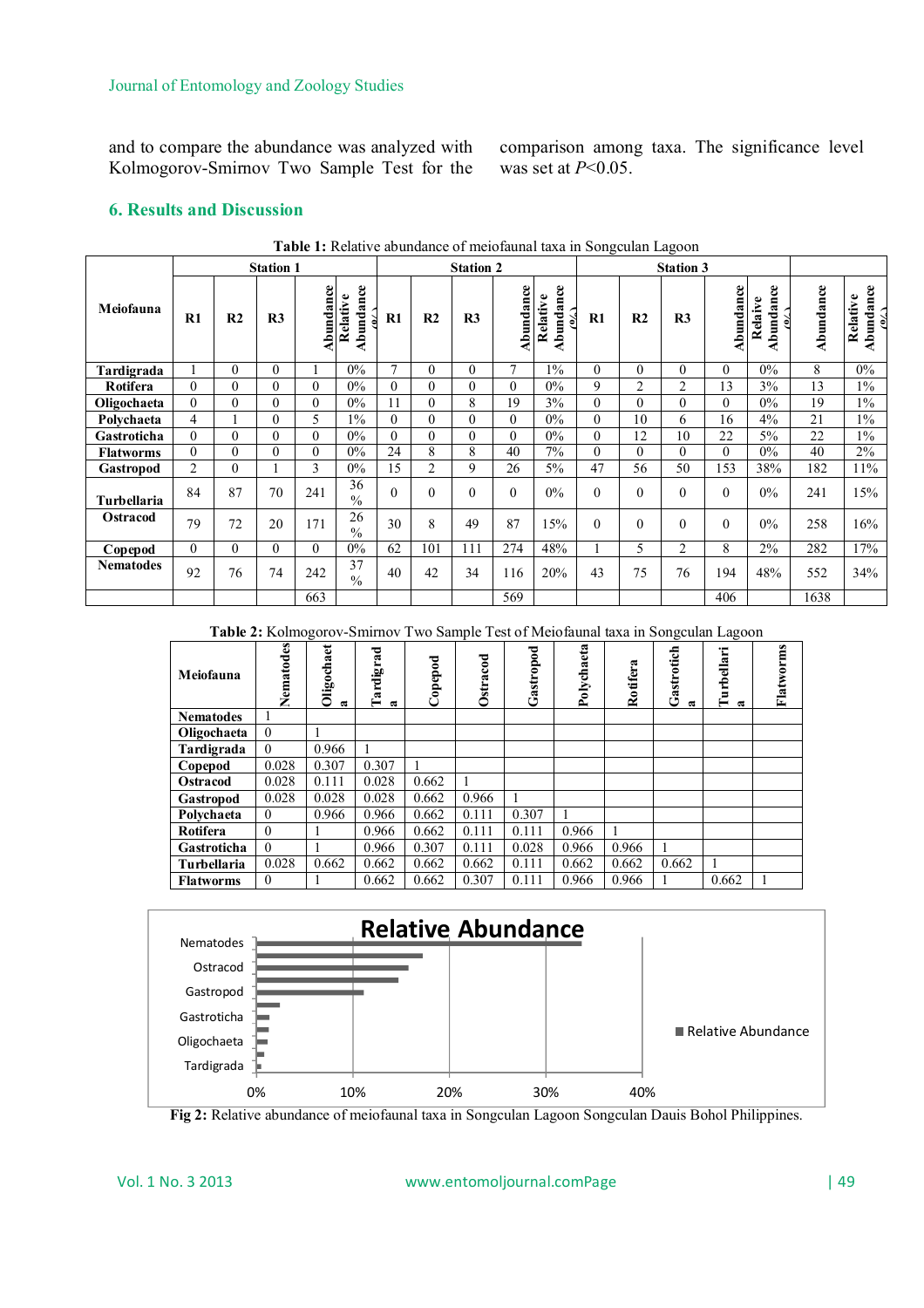and to compare the abundance was analyzed with Kolmogorov-Smirnov Two Sample Test for the comparison among taxa. The significance level was set at $P<0.05$.

## 6. Results and Discussion

**Table 1:** Relative abundance of meiofaunal taxa in Songculan Lagoon

| Meiofauna | Station 1 | | | | | Station 2 | | | | | Station 3 | | | | | | |
|---|---|---|---|---|---|---|---|---|---|---|---|---|---|---|---|---|---|
| | R1 | R2 | R3 | Abundance | Relative Abundance (%) | R1 | R2 | R3 | Abundance | Relative Abundance (%) | R1 | R2 | R3 | Abundance | Relative Abundance (%) | Abundance | Relative Abundance (%) |
| Tardigrada | 1 | 0 | 0 | 1 | 0% | 7 | 0 | 0 | 7 | 1% | 0 | 0 | 0 | 0 | 0% | 8 | 0% |
| Rotifera | 0 | 0 | 0 | 0 | 0% | 0 | 0 | 0 | 0 | 0% | 9 | 2 | 2 | 13 | 3% | 13 | 1% |
| Oligochaeta | 0 | 0 | 0 | 0 | 0% | 11 | 0 | 8 | 19 | 3% | 0 | 0 | 0 | 0 | 0% | 19 | 1% |
| Polychaeta | 4 | 1 | 0 | 5 | 1% | 0 | 0 | 0 | 0 | 0% | 0 | 10 | 6 | 16 | 4% | 21 | 1% |
| Gastroticha | 0 | 0 | 0 | 0 | 0% | 0 | 0 | 0 | 0 | 0% | 0 | 12 | 10 | 22 | 5% | 22 | 1% |
| Flatworms | 0 | 0 | 0 | 0 | 0% | 24 | 8 | 8 | 40 | 7% | 0 | 0 | 0 | 0 | 0% | 40 | 2% |
| Gastropod | 2 | 0 | 1 | 3 | 0% | 15 | 2 | 9 | 26 | 5% | 47 | 56 | 50 | 153 | 38% | 182 | 11% |
| Turbellaria | 84 | 87 | 70 | 241 | 36 % | 0 | 0 | 0 | 0 | 0% | 0 | 0 | 0 | 0 | 0% | 241 | 15% |
| Ostracod | 79 | 72 | 20 | 171 | 26 % | 30 | 8 | 49 | 87 | 15% | 0 | 0 | 0 | 0 | 0% | 258 | 16% |
| Copepod | 0 | 0 | 0 | 0 | 0% | 62 | 101 | 111 | 274 | 48% | 1 | 5 | 2 | 8 | 2% | 282 | 17% |
| Nematodes | 92 | 76 | 74 | 242 | 37 % | 40 | 42 | 34 | 116 | 20% | 43 | 75 | 76 | 194 | 48% | 552 | 34% |
| | | | | 663 | | | | | 569 | | | | | 406 | | 1638 | |

**Table 2:** Kolmogorov-Smirnov Two Sample Test of Meiofaunal taxa in Songculan Lagoon

| Meiofauna | Nematodes | Oligochaeta | Tardigrada | Copepod | Ostracod | Gastropod | Polychaeta | Rotifera | Gastroticha | Turbellaria | Flatworms |
|---|---|---|---|---|---|---|---|---|---|---|---|
| Nematodes | 1 | | | | | | | | | | |
| Oligochaeta | 0 | 1 | | | | | | | | | |
| Tardigrada | 0 | 0.966 | 1 | | | | | | | | |
| Copepod | 0.028 | 0.307 | 0.307 | 1 | | | | | | | |
| Ostracod | 0.028 | 0.111 | 0.028 | 0.662 | 1 | | | | | | |
| Gastropod | 0.028 | 0.028 | 0.028 | 0.662 | 0.966 | 1 | | | | | |
| Polychaeta | 0 | 0.966 | 0.966 | 0.662 | 0.111 | 0.307 | 1 | | | | |
| Rotifera | 0 | 1 | 0.966 | 0.662 | 0.111 | 0.111 | 0.966 | 1 | | | |
| Gastroticha | 0 | 1 | 0.966 | 0.307 | 0.111 | 0.028 | 0.966 | 0.966 | 1 | | |
| Turbellaria | 0.028 | 0.662 | 0.662 | 0.662 | 0.662 | 0.111 | 0.662 | 0.662 | 0.662 | 1 | |
| Flatworms | 0 | 1 | 0.662 | 0.662 | 0.307 | 0.111 | 0.966 | 0.966 | 1 | 0.662 | 1 |

**Fig 2:** Relative abundance of meiofaunal taxa in Songculan Lagoon Songculan Dauis Bohol Philippines.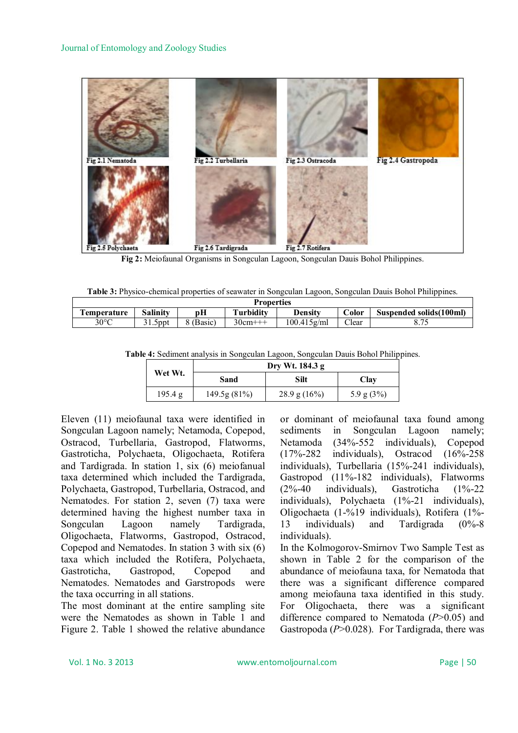Fig 2.1 Nematoda

Fig 2.2 Turbellaria

Fig 2.3 Ostracoda

Fig 2.4 Gastropoda

Fig 2.5 Polychaeta

Fig 2.6 Tardigrada

Fig 2.7 Rotifera

**Fig 2:** Meiofaunal Organisms in Songculan Lagoon, Songculan Dauis Bohol Philippines.

**Table 3:** Physico-chemical properties of seawater in Songculan Lagoon, Songculan Dauis Bohol Philippines.

| Properties | | | | | | |
|---|---|---|---|---|---|---|
| **Temperature** | **Salinity** | **pH** | **Turbidity** | **Density** | **Color** | **Suspended solids(100ml)** |
| 30°C | 31.5ppt | 8 (Basic) | 30cm+++ | 100.415g/ml | Clear | 8.75 |

**Table 4:** Sediment analysis in Songculan Lagoon, Songculan Dauis Bohol Philippines.

| **Wet Wt.** | **Dry Wt. 184.3 g** | | |
|---|---|---|---|
| | **Sand** | **Silt** | **Clay** |
| 195.4 g | 149.5g (81%) | 28.9 g (16%) | 5.9 g (3%) |

Eleven (11) meiofaunal taxa were identified in Songculan Lagoon namely; Netamoda, Copepod, Ostracod, Turbellaria, Gastropod, Flatworms, Gastroticha, Polychaeta, Oligochaeta, Rotifera and Tardigrada. In station 1, six (6) meiofanual taxa determined which included the Tardigrada, Polychaeta, Gastropod, Turbellaria, Ostracod, and Nematodes. For station 2, seven (7) taxa were determined having the highest number taxa in Songculan Lagoon namely Tardigrada, Oligochaeta, Flatworms, Gastropod, Ostracod, Copepod and Nematodes. In station 3 with six (6) taxa which included the Rotifera, Polychaeta, Gastroticha, Gastropod, Copepod and Nematodes. Nematodes and Garstropods were the taxa occurring in all stations.

The most dominant at the entire sampling site were the Nematodes as shown in Table 1 and Figure 2. Table 1 showed the relative abundance or dominant of meiofaunal taxa found among sediments in Songculan Lagoon namely; Netamoda (34%-552 individuals), Copepod (17%-282 individuals), Ostracod (16%-258 individuals), Turbellaria (15%-241 individuals), Gastropod (11%-182 individuals), Flatworms (2%-40 individuals), Gastroticha (1%-22 individuals), Polychaeta (1%-21 individuals), Oligochaeta (1-%19 individuals), Rotifera (1%-13 individuals) and Tardigrada (0%-8 individuals).

In the Kolmogorov-Smirnov Two Sample Test as shown in Table 2 for the comparison of the abundance of meiofauna taxa, for Nematoda that there was a significant difference compared among meiofauna taxa identified in this study. For Oligochaeta, there was a significant difference compared to Nematoda ($P$>0.05) and Gastropoda ($P$>0.028). For Tardigrada, there was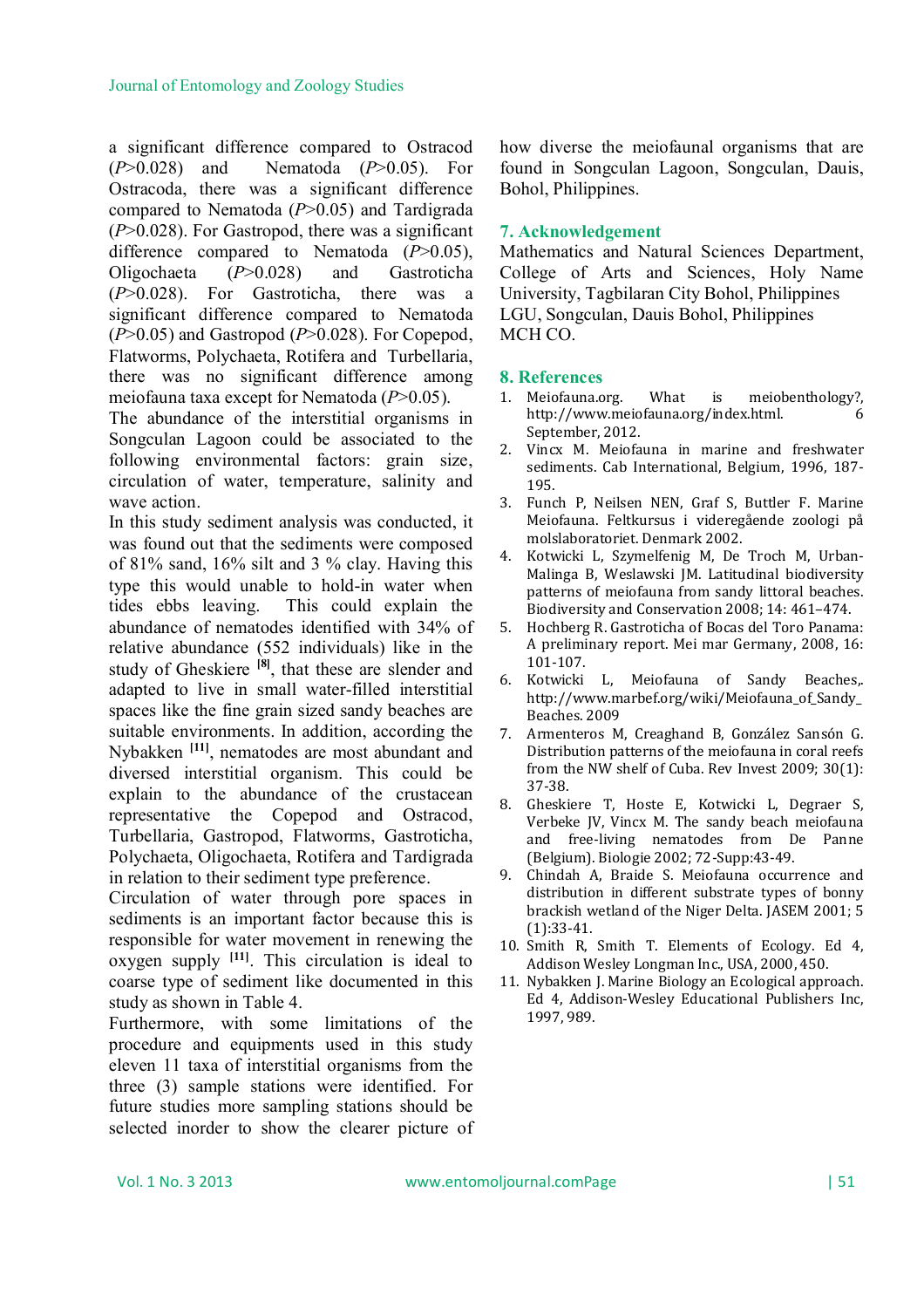a significant difference compared to Ostracod ($P$>0.028) and Nematoda ($P$>0.05). For Ostracoda, there was a significant difference compared to Nematoda ($P$>0.05) and Tardigrada ($P$>0.028). For Gastropod, there was a significant difference compared to Nematoda ($P$>0.05), Oligochaeta ($P$>0.028) and Gastroticha ($P$>0.028). For Gastroticha, there was a significant difference compared to Nematoda ($P$>0.05) and Gastropod ($P$>0.028). For Copepod, Flatworms, Polychaeta, Rotifera and Turbellaria, there was no significant difference among meiofauna taxa except for Nematoda ($P$>0.05).

The abundance of the interstitial organisms in Songculan Lagoon could be associated to the following environmental factors: grain size, circulation of water, temperature, salinity and wave action.

In this study sediment analysis was conducted, it was found out that the sediments were composed of 81% sand, 16% silt and 3 % clay. Having this type this would unable to hold-in water when tides ebbs leaving. This could explain the abundance of nematodes identified with 34% of relative abundance (552 individuals) like in the study of Gheskiere [8], that these are slender and adapted to live in small water-filled interstitial spaces like the fine grain sized sandy beaches are suitable environments. In addition, according the Nybakken [11], nematodes are most abundant and diversed interstitial organism. This could be explain to the abundance of the crustacean representative the Copepod and Ostracod, Turbellaria, Gastropod, Flatworms, Gastroticha, Polychaeta, Oligochaeta, Rotifera and Tardigrada in relation to their sediment type preference.

Circulation of water through pore spaces in sediments is an important factor because this is responsible for water movement in renewing the oxygen supply [11]. This circulation is ideal to coarse type of sediment like documented in this study as shown in Table 4.

Furthermore, with some limitations of the procedure and equipments used in this study eleven 11 taxa of interstitial organisms from the three (3) sample stations were identified. For future studies more sampling stations should be selected inorder to show the clearer picture of how diverse the meiofaunal organisms that are found in Songculan Lagoon, Songculan, Dauis, Bohol, Philippines.

## 7. Acknowledgement

Mathematics and Natural Sciences Department, College of Arts and Sciences, Holy Name University, Tagbilaran City Bohol, Philippines
LGU, Songculan, Dauis Bohol, Philippines
MCH CO.

## 8. References

1. Meiofauna.org. What is meiobenthology?, http://www.meiofauna.org/index.html. 6 September, 2012.
2. Vincx M. Meiofauna in marine and freshwater sediments. Cab International, Belgium, 1996, 187-195.
3. Funch P, Neilsen NEN, Graf S, Buttler F. Marine Meiofauna. Feltkursus i videregående zoologi på molslaboratoriet. Denmark 2002.
4. Kotwicki L, Szymelfenig M, De Troch M, Urban-Malinga B, Weslawski JM. Latitudinal biodiversity patterns of meiofauna from sandy littoral beaches. Biodiversity and Conservation 2008; 14: 461–474.
5. Hochberg R. Gastroticha of Bocas del Toro Panama: A preliminary report. Mei mar Germany, 2008, 16: 101-107.
6. Kotwicki L, Meiofauna of Sandy Beaches,. http://www.marbef.org/wiki/Meiofauna_of_Sandy_Beaches. 2009
7. Armenteros M, Creaghand B, González Sansón G. Distribution patterns of the meiofauna in coral reefs from the NW shelf of Cuba. Rev Invest 2009; 30(1): 37-38.
8. Gheskiere T, Hoste E, Kotwicki L, Degraer S, Verbeke JV, Vincx M. The sandy beach meiofauna and free-living nematodes from De Panne (Belgium). Biologie 2002; 72-Supp:43-49.
9. Chindah A, Braide S. Meiofauna occurrence and distribution in different substrate types of bonny brackish wetland of the Niger Delta. JASEM 2001; 5 (1):33-41.
10. Smith R, Smith T. Elements of Ecology. Ed 4, Addison Wesley Longman Inc., USA, 2000, 450.
11. Nybakken J. Marine Biology an Ecological approach. Ed 4, Addison-Wesley Educational Publishers Inc, 1997, 989.